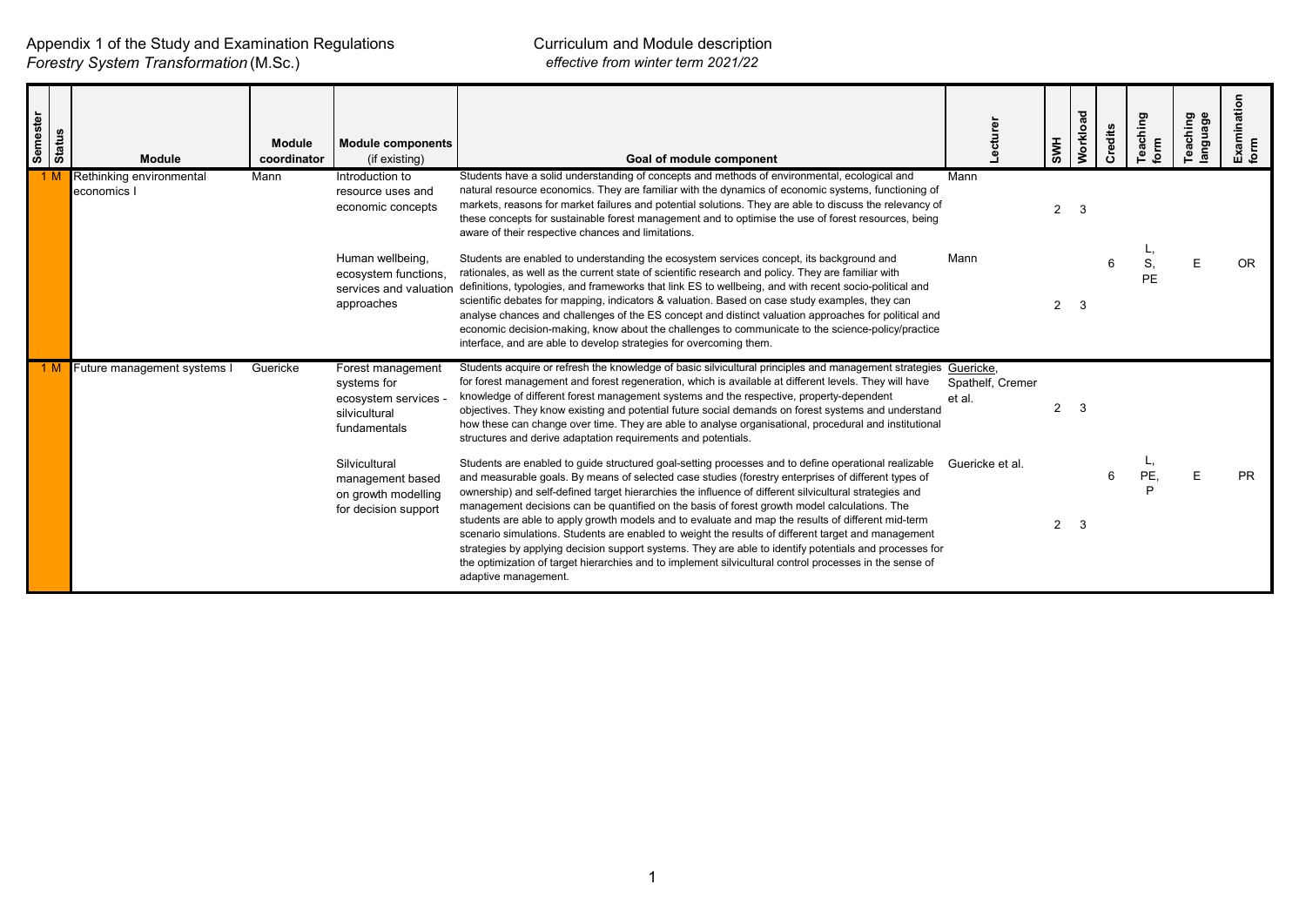Appendix 1 of the Study and Examination Regulations
*Forestry System Transformation* (M.Sc.)

Curriculum and Module description
*effective from winter term 2021/22*

| Semester | Status | Module | Module coordinator | Module components (if existing) | Goal of module component | Lecturer | SWH | Workload | Credits | Teaching form | Teaching language | Examination form |
|---|---|---|---|---|---|---|---|---|---|---|---|---|
| 1 | M | Rethinking environmental economics I | Mann | Introduction to resource uses and economic concepts | Students have a solid understanding of concepts and methods of environmental, ecological and natural resource economics. They are familiar with the dynamics of economic systems, functioning of markets, reasons for market failures and potential solutions. They are able to discuss the relevancy of these concepts for sustainable forest management and to optimise the use of forest resources, being aware of their respective chances and limitations. | Mann | 2 | 3 | 6 | L, S, PE | E | OR |
| | | | | Human wellbeing, ecosystem functions, services and valuation approaches | Students are enabled to understanding the ecosystem services concept, its background and rationales, as well as the current state of scientific research and policy. They are familiar with definitions, typologies, and frameworks that link ES to wellbeing, and with recent socio-political and scientific debates for mapping, indicators & valuation. Based on case study examples, they can analyse chances and challenges of the ES concept and distinct valuation approaches for political and economic decision-making, know about the challenges to communicate to the science-policy/practice interface, and are able to develop strategies for overcoming them. | Mann | 2 | 3 | | | | |
| 1 | M | Future management systems I | Guericke | Forest management systems for ecosystem services - silvicultural fundamentals | Students acquire or refresh the knowledge of basic silvicultural principles and management strategies for forest management and forest regeneration, which is available at different levels. They will have knowledge of different forest management systems and the respective, property-dependent objectives. They know existing and potential future social demands on forest systems and understand how these can change over time. They are able to analyse organisational, procedural and institutional structures and derive adaptation requirements and potentials. | Guericke, Spathelf, Cremer et al. | 2 | 3 | 6 | L, PE, P | E | PR |
| | | | | Silvicultural management based on growth modelling for decision support | Students are enabled to guide structured goal-setting processes and to define operational realizable and measurable goals. By means of selected case studies (forestry enterprises of different types of ownership) and self-defined target hierarchies the influence of different silvicultural strategies and management decisions can be quantified on the basis of forest growth model calculations. The students are able to apply growth models and to evaluate and map the results of different mid-term scenario simulations. Students are enabled to weight the results of different target and management strategies by applying decision support systems. They are able to identify potentials and processes for the optimization of target hierarchies and to implement silvicultural control processes in the sense of adaptive management. | Guericke et al. | 2 | 3 | | | | |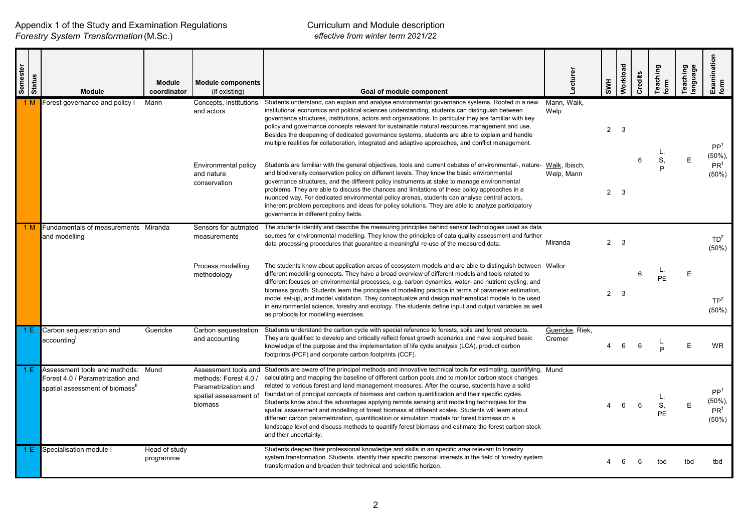Appendix 1 of the Study and Examination Regulations
*Forestry System Transformation* (M.Sc.)

Curriculum and Module description
*effective from winter term 2021/22*

| Semester | Status | Module | Module coordinator | Module components (if existing) | Goal of module component | Lecturer | SWH | Workload | Credits | Teaching form | Teaching language | Examination form |
|---|---|---|---|---|---|---|---|---|---|---|---|---|
| 1 | M | Forest governance and policy I | Mann | Concepts, institutions and actors | Students understand, can explain and analyse environmental governance systems. Rooted in a new institutional economics and political sciences understanding, students can distinguish between governance structures, institutions, actors and organisations. In particular they are familiar with key policy and governance concepts relevant for sustainable natural resources management and use. Besides the deepening of dedicated governance systems, students are able to explain and handle multiple realities for collaboration, integrated and adaptive approaches, and conflict management. | Mann, Walk, Welp | 2 | 3 | 6 | L, S, P | E | PP[1] (50%), PR[1] (50%) |
| | | | | Environmental policy and nature conservation | Students are familiar with the general objectives, tools and current debates of environmental-, nature- and biodiversity conservation policy on different levels. They know the basic environmental governance structures, and the different policy instruments at stake to manage environmental problems. They are able to discuss the chances and limitations of these policy approaches in a nuonced way. For dedicated environmental policy arenas, students can analyse central actors, inherent problem perceptions and ideas for policy solutions. They are able to analyze participatory governance in different policy fields. | Walk, Ibisch, Welp, Mann | 2 | 3 | | | | |
| 1 | M | Fundamentals of measurements and modelling | Miranda | Sensors for autmated measurements | The students identify and describe the measuring principles behind sensor technologies used as data sources for environmental modelling. They know the principles of data quality assessment and further data processing procedures that guarantee a meaningful re-use of the measured data. | Miranda | 2 | 3 | 6 | L, PE | E | TD[2] (50%) |
| | | | | Process modelling methodology | The students know about application areas of ecosystem models and are able to distinguish between different modelling concepts. They have a broad overview of different models and tools related to different focuses on environmental processes, e.g. carbon dynamics, water- and nutrient cycling, and biomass growth. Students learn the principles of modelling practice in terms of parameter estimation, model set-up, and model validation. They conceptualize and design mathematical models to be used in environmental science, forestry and ecology. The students define input and output variables as well as protocols for modelling exercises. | Wallor | 2 | 3 | | | | TP[2] (50%) |
| 1 | E | Carbon sequestration and accounting[I] | Guericke | Carbon sequestration and accounting | Students understand the carbon cycle with special reference to forests, soils and forest products. They are qualified to develop and critically reflect forest growth scenarios and have acquired basic knowledge of the purpose and the implementation of life cycle analysis (LCA), product carbon footprints (PCF) and corporate carbon footprints (CCF). | Guericke, Riek, Cremer | 4 | 6 | 6 | L, P | E | WR |
| 1 | E | Assessment tools and methods: Forest 4.0 / Parametrization and spatial assessment of biomass[II] | Mund | Assessment tools and methods: Forest 4.0 / Parametrization and spatial assessment of biomass | Students are aware of the principal methods and innovative technical tools for estimating, quantifying, calculating and mapping the baseline of different carbon pools and to monitor carbon stock changes related to various forest and land management measures. After the course, students have a solid foundation of principal concepts of biomass and carbon quantification and their specific cycles. Students know about the advantages applying remote sensing and modelling techniques for the spatial assessment and modelling of forest biomass at different scales. Students will learn about different carbon parametrization, quantification or simulation models for forest biomass on a landscape level and discuss methods to quantify forest biomass and estimate the forest carbon stock and their uncertainty. | Mund | 4 | 6 | 6 | L, S, PE | E | PP[1] (50%), PR[1] (50%) |
| 1 | E | Specialisation module I | Head of study programme | | Students deepen their professional knowledge and skills in an specific area relevant to forestry system transformation. Students identify their specific personal interests in the field of forestry system transformation and broaden their technical and scientific horizon. | | 4 | 6 | 6 | tbd | tbd | tbd |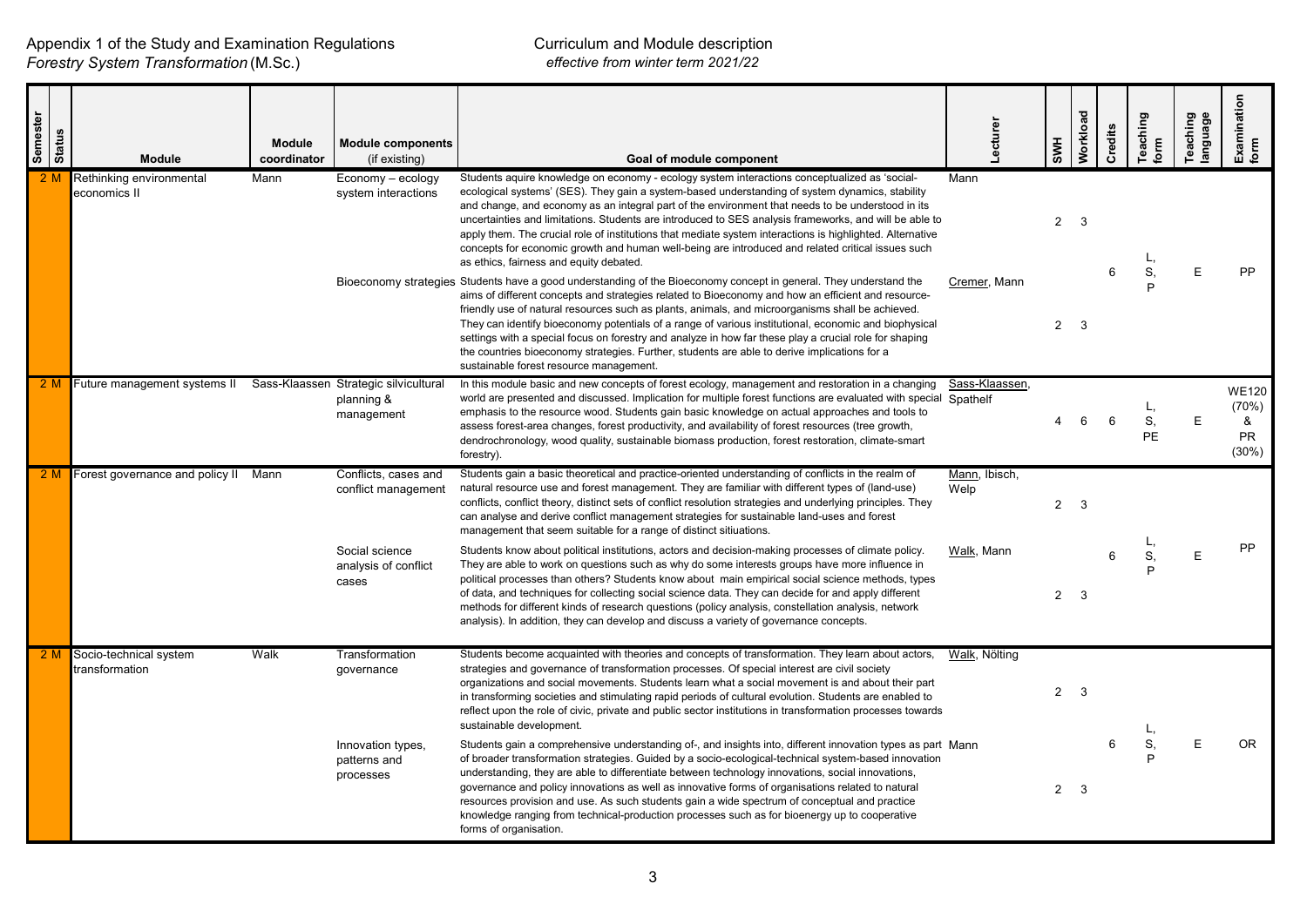Appendix 1 of the Study and Examination Regulations
*Forestry System Transformation* (M.Sc.)

Curriculum and Module description
*effective from winter term 2021/22*

| Semester | Status | Module | Module coordinator | Module components (if existing) | Goal of module component | Lecturer | SWH | Workload | Credits | Teaching form | Teaching language | Examination form |
|---|---|---|---|---|---|---|---|---|---|---|---|---|
| 2 | M | Rethinking environmental economics II | Mann | Economy – ecology system interactions | Students aquire knowledge on economy - ecology system interactions conceptualized as 'social-ecological systems' (SES). They gain a system-based understanding of system dynamics, stability and change, and economy as an integral part of the environment that needs to be understood in its uncertainties and limitations. Students are introduced to SES analysis frameworks, and will be able to apply them. The crucial role of institutions that mediate system interactions is highlighted. Alternative concepts for economic growth and human well-being are introduced and related critical issues such as ethics, fairness and equity debated. | Mann | 2 | 3 | 6 | L, S, P | E | PP |
| | | | | Bioeconomy strategies | Students have a good understanding of the Bioeconomy concept in general. They understand the aims of different concepts and strategies related to Bioeconomy and how an efficient and resource-friendly use of natural resources such as plants, animals, and microorganisms shall be achieved. They can identify bioeconomy potentials of a range of various institutional, economic and biophysical settings with a special focus on forestry and analyze in how far these play a crucial role for shaping the countries bioeconomy strategies. Further, students are able to derive implications for a sustainable forest resource management. | Cremer, Mann | 2 | 3 | | | | |
| 2 | M | Future management systems II | Sass-Klaassen | Strategic silvicultural planning & management | In this module basic and new concepts of forest ecology, management and restoration in a changing world are presented and discussed. Implication for multiple forest functions are evaluated with special emphasis to the resource wood. Students gain basic knowledge on actual approaches and tools to assess forest-area changes, forest productivity, and availability of forest resources (tree growth, dendrochronology, wood quality, sustainable biomass production, forest restoration, climate-smart forestry). | Sass-Klaassen, Spathelf | 4 | 6 | 6 | L, S, PE | E | WE120 (70%) & PR (30%) |
| 2 | M | Forest governance and policy II | Mann | Conflicts, cases and conflict management | Students gain a basic theoretical and practice-oriented understanding of conflicts in the realm of natural resource use and forest management. They are familiar with different types of (land-use) conflicts, conflict theory, distinct sets of conflict resolution strategies and underlying principles. They can analyse and derive conflict management strategies for sustainable land-uses and forest management that seem suitable for a range of distinct siituations. | Mann, Ibisch, Welp | 2 | 3 | 6 | L, S, P | E | PP |
| | | | | Social science analysis of conflict cases | Students know about political institutions, actors and decision-making processes of climate policy. They are able to work on questions such as why do some interests groups have more influence in political processes than others? Students know about main empirical social science methods, types of data, and techniques for collecting social science data. They can decide for and apply different methods for different kinds of research questions (policy analysis, constellation analysis, network analysis). In addition, they can develop and discuss a variety of governance concepts. | Walk, Mann | 2 | 3 | | | | |
| 2 | M | Socio-technical system transformation | Walk | Transformation governance | Students become acquainted with theories and concepts of transformation. They learn about actors, strategies and governance of transformation processes. Of special interest are civil society organizations and social movements. Students learn what a social movement is and about their part in transforming societies and stimulating rapid periods of cultural evolution. Students are enabled to reflect upon the role of civic, private and public sector institutions in transformation processes towards sustainable development. | Walk, Nölting | 2 | 3 | 6 | L, S, P | E | OR |
| | | | | Innovation types, patterns and processes | Students gain a comprehensive understanding of-, and insights into, different innovation types as part of broader transformation strategies. Guided by a socio-ecological-technical system-based innovation understanding, they are able to differentiate between technology innovations, social innovations, governance and policy innovations as well as innovative forms of organisations related to natural resources provision and use. As such students gain a wide spectrum of conceptual and practice knowledge ranging from technical-production processes such as for bioenergy up to cooperative forms of organisation. | Mann | 2 | 3 | | | | |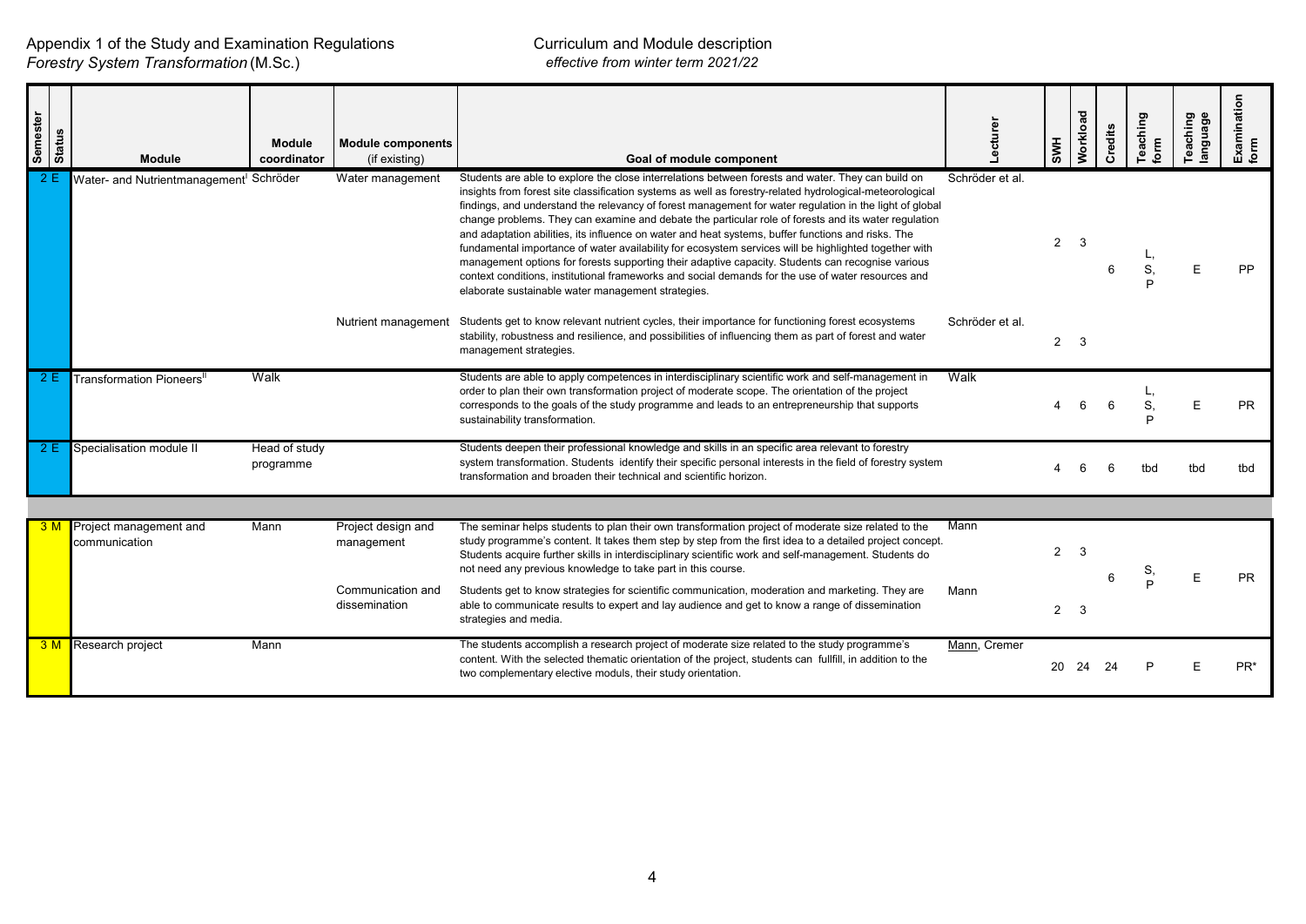| Semester | Status | Module | Module coordinator | Module components (if existing) | Goal of module component | Lecturer | SWH | Workload | Credits | Teaching form | Teaching language | Examination form |
|---|---|---|---|---|---|---|---|---|---|---|---|---|
| 2 | E | Water- and Nutrientmanagement[I] | Schröder | Water management | Students are able to explore the close interrelations between forests and water. They can build on insights from forest site classification systems as well as forestry-related hydrological-meteorological findings, and understand the relevancy of forest management for water regulation in the light of global change problems. They can examine and debate the particular role of forests and its water regulation and adaptation abilities, its influence on water and heat systems, buffer functions and risks. The fundamental importance of water availability for ecosystem services will be highlighted together with management options for forests supporting their adaptive capacity. Students can recognise various context conditions, institutional frameworks and social demands for the use of water resources and elaborate sustainable water management strategies. | Schröder et al. | 2 | 3 | 6 | L, S, P | E | PP |
| | | | | Nutrient management | Students get to know relevant nutrient cycles, their importance for functioning forest ecosystems stability, robustness and resilience, and possibilities of influencing them as part of forest and water management strategies. | Schröder et al. | 2 | 3 | | | | |
| 2 | E | Transformation Pioneers[II] | Walk | | Students are able to apply competences in interdisciplinary scientific work and self-management in order to plan their own transformation project of moderate scope. The orientation of the project corresponds to the goals of the study programme and leads to an entrepreneurship that supports sustainability transformation. | Walk | 4 | 6 | 6 | L, S, P | E | PR |
| 2 | E | Specialisation module II | Head of study programme | | Students deepen their professional knowledge and skills in an specific area relevant to forestry system transformation. Students identify their specific personal interests in the field of forestry system transformation and broaden their technical and scientific horizon. | | 4 | 6 | 6 | tbd | tbd | tbd |
| | | | | | | | | | | | | |
| 3 | M | Project management and communication | Mann | Project design and management | The seminar helps students to plan their own transformation project of moderate size related to the study programme's content. It takes them step by step from the first idea to a detailed project concept. Students acquire further skills in interdisciplinary scientific work and self-management. Students do not need any previous knowledge to take part in this course. | Mann | 2 | 3 | 6 | S, P | E | PR |
| | | | | Communication and dissemination | Students get to know strategies for scientific communication, moderation and marketing. They are able to communicate results to expert and lay audience and get to know a range of dissemination strategies and media. | Mann | 2 | 3 | | | | |
| 3 | M | Research project | Mann | | The students accomplish a research project of moderate size related to the study programme's content. With the selected thematic orientation of the project, students can fullfill, in addition to the two complementary elective moduls, their study orientation. | Mann, Cremer | 20 | 24 | 24 | P | E | PR* |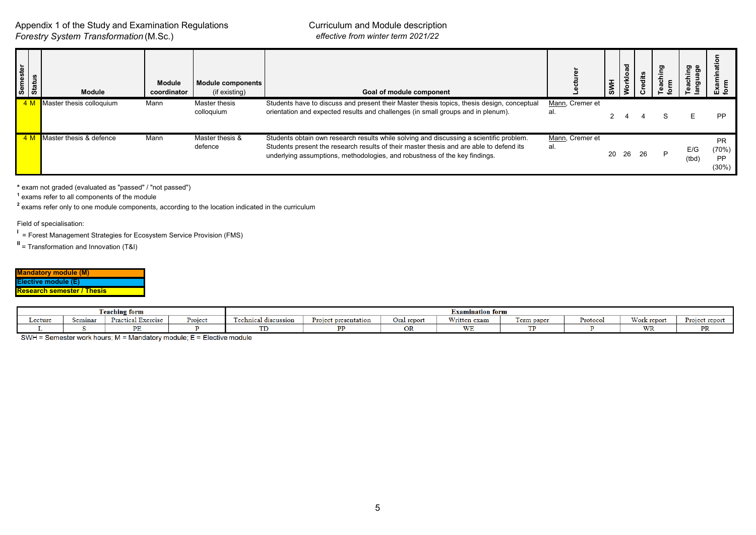Appendix 1 of the Study and Examination Regulations
*Forestry System Transformation* (M.Sc.)

Curriculum and Module description
*effective from winter term 2021/22*

| Semester | Status | Module | Module coordinator | Module components (if existing) | Goal of module component | Lecturer | SWH | Workload | Credits | Teaching form | Teaching language | Examination form |
|---|---|---|---|---|---|---|---|---|---|---|---|---|
| 4 | M | Master thesis colloquium | Mann | Master thesis colloquium | Students have to discuss and present their Master thesis topics, thesis design, conceptual orientation and expected results and challenges (in small groups and in plenum). | Mann, Cremer et al. | 2 | 4 | 4 | S | E | PP |
| 4 | M | Master thesis & defence | Mann | Master thesis & defence | Students obtain own research results while solving and discussing a scientific problem. Students present the research results of their master thesis and are able to defend its underlying assumptions, methodologies, and robustness of the key findings. | Mann, Cremer et al. | 20 | 26 | 26 | P | E/G (tbd) | PR (70%) PP (30%) |

\* exam not graded (evaluated as "passed" / "not passed")

[1] exams refer to all components of the module

[2] exams refer only to one module components, according to the location indicated in the curriculum

Field of specialisation:

[I] = Forest Management Strategies for Ecosystem Service Provision (FMS)

[II] = Transformation and Innovation (T&I)

**Mandatory module (M)**
**Elective module (E)**
**Research semester / Thesis**

| Teaching form | | | | Examination form | | | | | | | |
|---|---|---|---|---|---|---|---|---|---|---|---|
| Lecture | Seminar | Practical Exercise | Project | Technical discussion | Project presentation | Oral report | Written exam | Term paper | Protocol | Work report | Project report |
| L | S | PE | P | TD | PP | OR | WE | TP | P | WR | PR |

SWH = Semester work hours; M = Mandatory module; E = Elective module